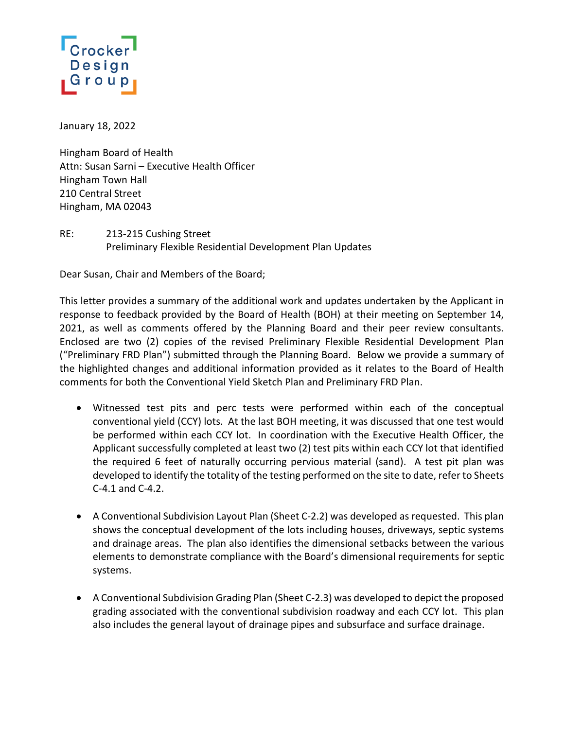Crocker Design Group

January 18, 2022

Hingham Board of Health
Attn: Susan Sarni – Executive Health Officer
Hingham Town Hall
210 Central Street
Hingham, MA 02043

RE: 213-215 Cushing Street
Preliminary Flexible Residential Development Plan Updates

Dear Susan, Chair and Members of the Board;

This letter provides a summary of the additional work and updates undertaken by the Applicant in response to feedback provided by the Board of Health (BOH) at their meeting on September 14, 2021, as well as comments offered by the Planning Board and their peer review consultants. Enclosed are two (2) copies of the revised Preliminary Flexible Residential Development Plan ("Preliminary FRD Plan") submitted through the Planning Board. Below we provide a summary of the highlighted changes and additional information provided as it relates to the Board of Health comments for both the Conventional Yield Sketch Plan and Preliminary FRD Plan.

- Witnessed test pits and perc tests were performed within each of the conceptual conventional yield (CCY) lots. At the last BOH meeting, it was discussed that one test would be performed within each CCY lot. In coordination with the Executive Health Officer, the Applicant successfully completed at least two (2) test pits within each CCY lot that identified the required 6 feet of naturally occurring pervious material (sand). A test pit plan was developed to identify the totality of the testing performed on the site to date, refer to Sheets C-4.1 and C-4.2.

- A Conventional Subdivision Layout Plan (Sheet C-2.2) was developed as requested. This plan shows the conceptual development of the lots including houses, driveways, septic systems and drainage areas. The plan also identifies the dimensional setbacks between the various elements to demonstrate compliance with the Board's dimensional requirements for septic systems.

- A Conventional Subdivision Grading Plan (Sheet C-2.3) was developed to depict the proposed grading associated with the conventional subdivision roadway and each CCY lot. This plan also includes the general layout of drainage pipes and subsurface and surface drainage.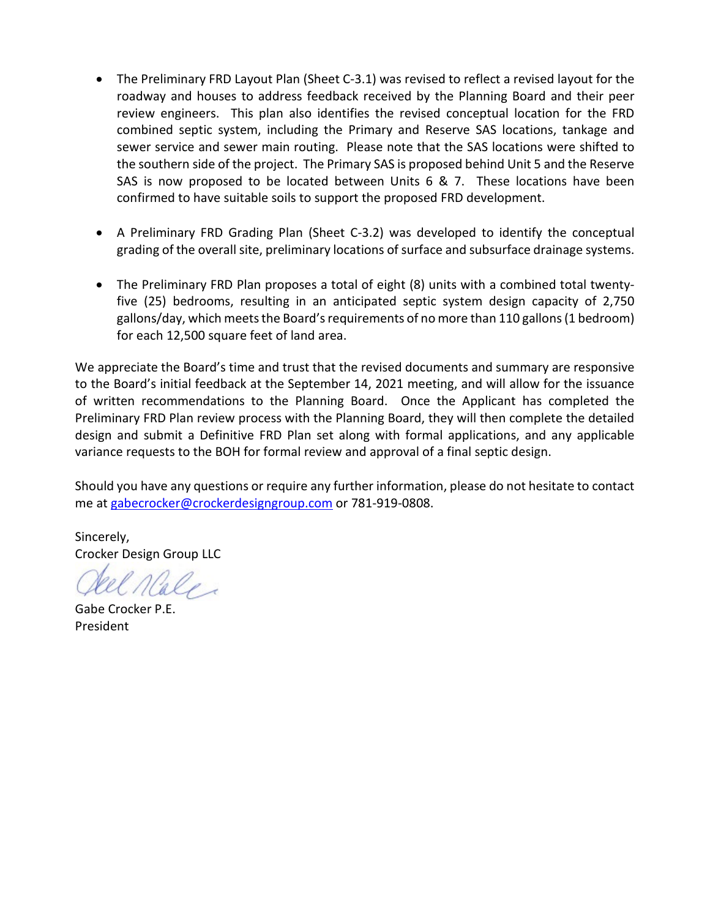- The Preliminary FRD Layout Plan (Sheet C-3.1) was revised to reflect a revised layout for the roadway and houses to address feedback received by the Planning Board and their peer review engineers. This plan also identifies the revised conceptual location for the FRD combined septic system, including the Primary and Reserve SAS locations, tankage and sewer service and sewer main routing. Please note that the SAS locations were shifted to the southern side of the project. The Primary SAS is proposed behind Unit 5 and the Reserve SAS is now proposed to be located between Units 6 & 7. These locations have been confirmed to have suitable soils to support the proposed FRD development.

- A Preliminary FRD Grading Plan (Sheet C-3.2) was developed to identify the conceptual grading of the overall site, preliminary locations of surface and subsurface drainage systems.

- The Preliminary FRD Plan proposes a total of eight (8) units with a combined total twenty-five (25) bedrooms, resulting in an anticipated septic system design capacity of 2,750 gallons/day, which meets the Board's requirements of no more than 110 gallons (1 bedroom) for each 12,500 square feet of land area.

We appreciate the Board's time and trust that the revised documents and summary are responsive to the Board's initial feedback at the September 14, 2021 meeting, and will allow for the issuance of written recommendations to the Planning Board. Once the Applicant has completed the Preliminary FRD Plan review process with the Planning Board, they will then complete the detailed design and submit a Definitive FRD Plan set along with formal applications, and any applicable variance requests to the BOH for formal review and approval of a final septic design.

Should you have any questions or require any further information, please do not hesitate to contact me at gabecrocker@crockerdesigngroup.com or 781-919-0808.

Sincerely,
Crocker Design Group LLC

Gabe Crocker P.E.
President